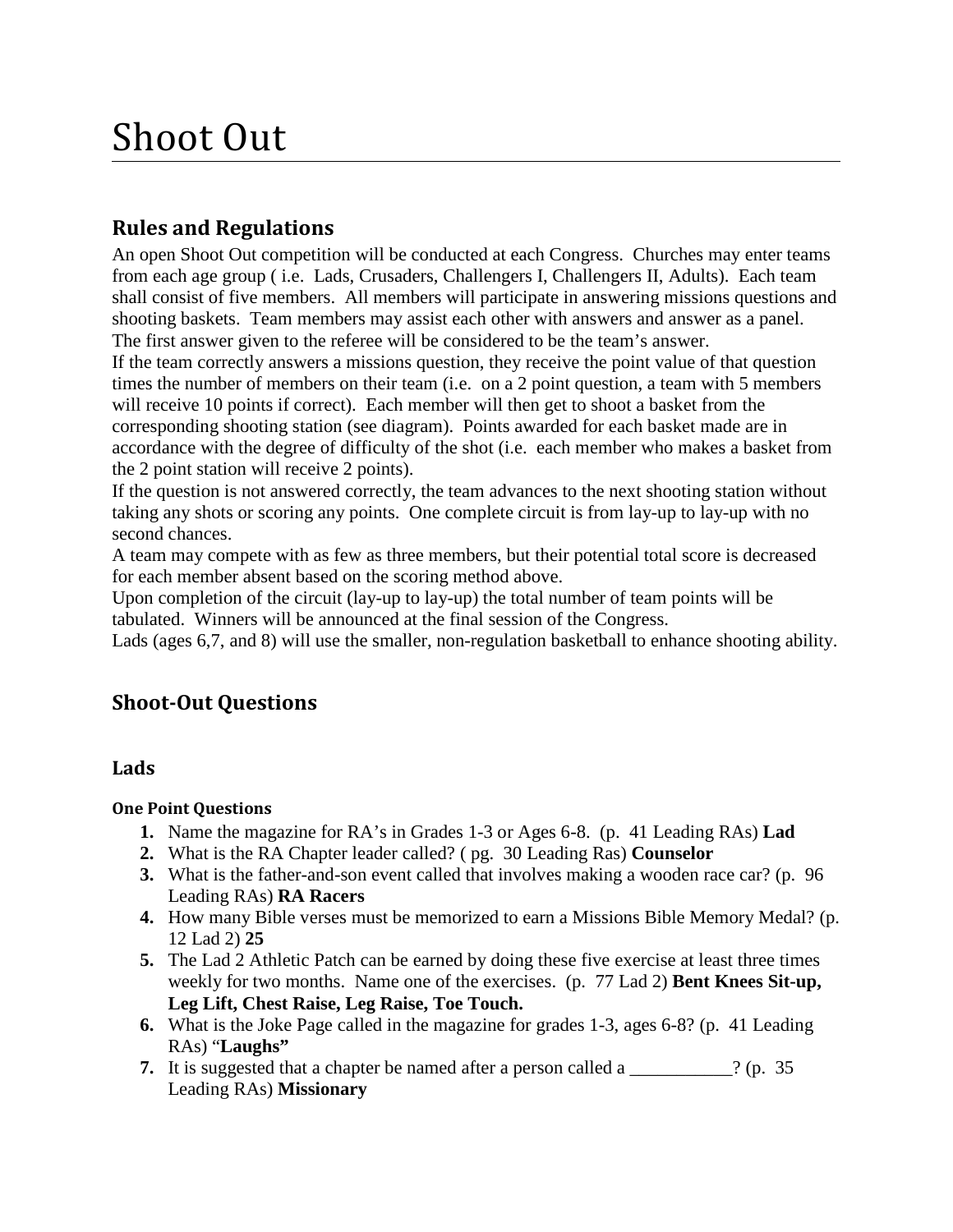# Shoot Out

## Rules and Regulations

An open Shoot Out competition will be conducted at each Congress. Churches may enter teams from each age group ( i.e. Lads, Crusaders, Challengers I, Challengers II, Adults). Each team shall consist of five members. All members will participate in answering missions questions and shooting baskets. Team members may assist each other with answers and answer as a panel. The first answer given to the referee will be considered to be the team's answer.

If the team correctly answers a missions question, they receive the point value of that question times the number of members on their team (i.e. on a 2 point question, a team with 5 members will receive 10 points if correct). Each member will then get to shoot a basket from the corresponding shooting station (see diagram). Points awarded for each basket made are in accordance with the degree of difficulty of the shot (i.e. each member who makes a basket from the 2 point station will receive 2 points).

If the question is not answered correctly, the team advances to the next shooting station without taking any shots or scoring any points. One complete circuit is from lay-up to lay-up with no second chances.

A team may compete with as few as three members, but their potential total score is decreased for each member absent based on the scoring method above.

Upon completion of the circuit (lay-up to lay-up) the total number of team points will be tabulated. Winners will be announced at the final session of the Congress.

Lads (ages 6,7, and 8) will use the smaller, non-regulation basketball to enhance shooting ability.

## Shoot-Out Questions

### Lads

#### One Point Questions

1. Name the magazine for RA's in Grades 1-3 or Ages 6-8. (p. 41 Leading RAs) **Lad**
2. What is the RA Chapter leader called? ( pg. 30 Leading Ras) **Counselor**
3. What is the father-and-son event called that involves making a wooden race car? (p. 96 Leading RAs) **RA Racers**
4. How many Bible verses must be memorized to earn a Missions Bible Memory Medal? (p. 12 Lad 2) **25**
5. The Lad 2 Athletic Patch can be earned by doing these five exercise at least three times weekly for two months. Name one of the exercises. (p. 77 Lad 2) **Bent Knees Sit-up, Leg Lift, Chest Raise, Leg Raise, Toe Touch.**
6. What is the Joke Page called in the magazine for grades 1-3, ages 6-8? (p. 41 Leading RAs) "**Laughs"**
7. It is suggested that a chapter be named after a person called a ___________? (p. 35 Leading RAs) **Missionary**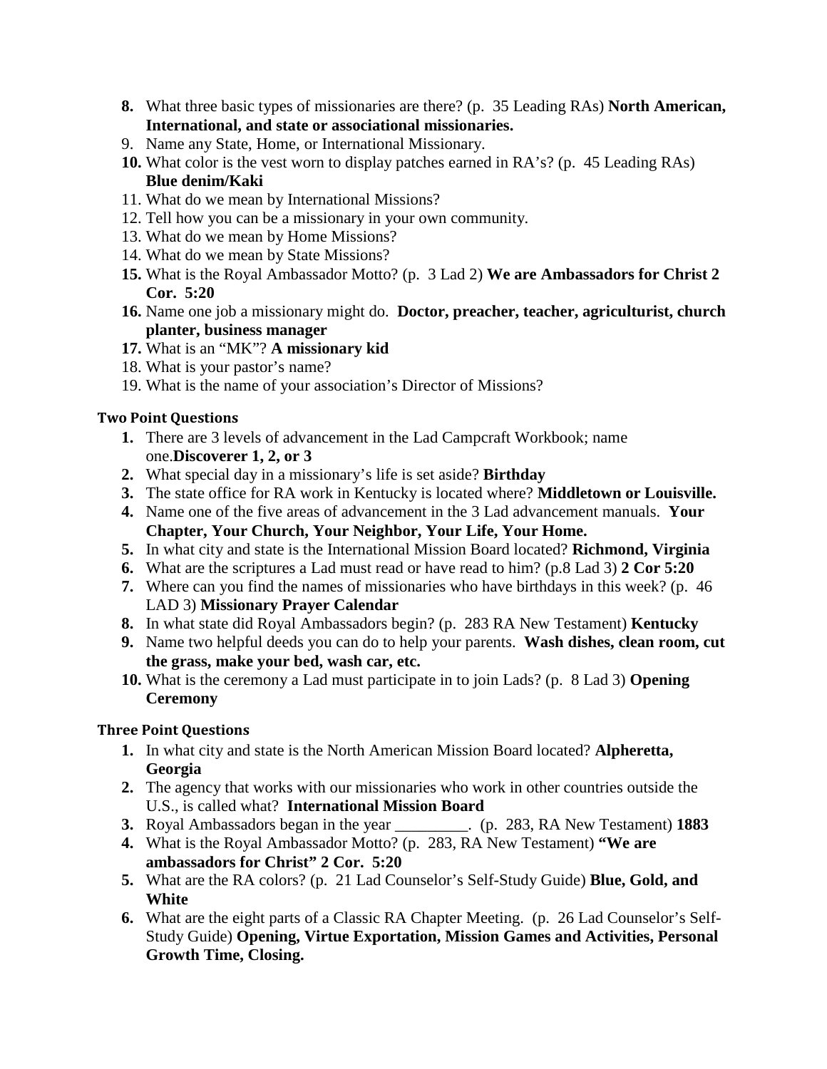8. What three basic types of missionaries are there? (p. 35 Leading RAs) **North American, International, and state or associational missionaries.**
9. Name any State, Home, or International Missionary.
10. What color is the vest worn to display patches earned in RA's? (p. 45 Leading RAs) **Blue denim/Kaki**
11. What do we mean by International Missions?
12. Tell how you can be a missionary in your own community.
13. What do we mean by Home Missions?
14. What do we mean by State Missions?
15. What is the Royal Ambassador Motto? (p. 3 Lad 2) **We are Ambassadors for Christ 2 Cor. 5:20**
16. Name one job a missionary might do. **Doctor, preacher, teacher, agriculturist, church planter, business manager**
17. What is an "MK"? **A missionary kid**
18. What is your pastor's name?
19. What is the name of your association's Director of Missions?

#### Two Point Questions

1. There are 3 levels of advancement in the Lad Campcraft Workbook; name one.**Discoverer 1, 2, or 3**
2. What special day in a missionary's life is set aside? **Birthday**
3. The state office for RA work in Kentucky is located where? **Middletown or Louisville.**
4. Name one of the five areas of advancement in the 3 Lad advancement manuals. **Your Chapter, Your Church, Your Neighbor, Your Life, Your Home.**
5. In what city and state is the International Mission Board located? **Richmond, Virginia**
6. What are the scriptures a Lad must read or have read to him? (p.8 Lad 3) **2 Cor 5:20**
7. Where can you find the names of missionaries who have birthdays in this week? (p. 46 LAD 3) **Missionary Prayer Calendar**
8. In what state did Royal Ambassadors begin? (p. 283 RA New Testament) **Kentucky**
9. Name two helpful deeds you can do to help your parents. **Wash dishes, clean room, cut the grass, make your bed, wash car, etc.**
10. What is the ceremony a Lad must participate in to join Lads? (p. 8 Lad 3) **Opening Ceremony**

#### Three Point Questions

1. In what city and state is the North American Mission Board located? **Alpheretta, Georgia**
2. The agency that works with our missionaries who work in other countries outside the U.S., is called what? **International Mission Board**
3. Royal Ambassadors began in the year _________. (p. 283, RA New Testament) **1883**
4. What is the Royal Ambassador Motto? (p. 283, RA New Testament) **"We are ambassadors for Christ" 2 Cor. 5:20**
5. What are the RA colors? (p. 21 Lad Counselor's Self-Study Guide) **Blue, Gold, and White**
6. What are the eight parts of a Classic RA Chapter Meeting. (p. 26 Lad Counselor's Self-Study Guide) **Opening, Virtue Exportation, Mission Games and Activities, Personal Growth Time, Closing.**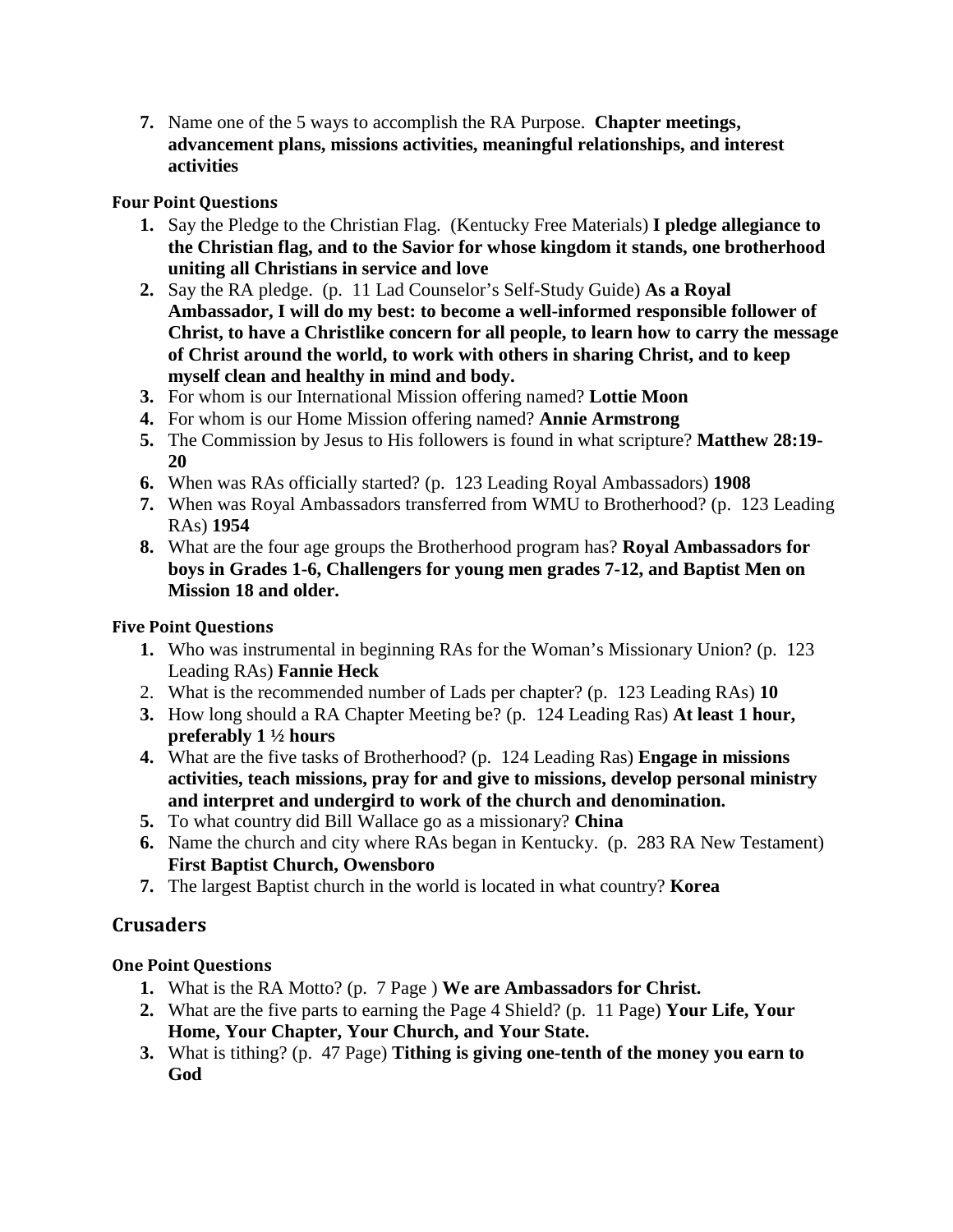7. Name one of the 5 ways to accomplish the RA Purpose. **Chapter meetings, advancement plans, missions activities, meaningful relationships, and interest activities**

#### Four Point Questions

1. Say the Pledge to the Christian Flag. (Kentucky Free Materials) **I pledge allegiance to the Christian flag, and to the Savior for whose kingdom it stands, one brotherhood uniting all Christians in service and love**
2. Say the RA pledge. (p. 11 Lad Counselor's Self-Study Guide) **As a Royal Ambassador, I will do my best: to become a well-informed responsible follower of Christ, to have a Christlike concern for all people, to learn how to carry the message of Christ around the world, to work with others in sharing Christ, and to keep myself clean and healthy in mind and body.**
3. For whom is our International Mission offering named? **Lottie Moon**
4. For whom is our Home Mission offering named? **Annie Armstrong**
5. The Commission by Jesus to His followers is found in what scripture? **Matthew 28:19-20**
6. When was RAs officially started? (p. 123 Leading Royal Ambassadors) **1908**
7. When was Royal Ambassadors transferred from WMU to Brotherhood? (p. 123 Leading RAs) **1954**
8. What are the four age groups the Brotherhood program has? **Royal Ambassadors for boys in Grades 1-6, Challengers for young men grades 7-12, and Baptist Men on Mission 18 and older.**

#### Five Point Questions

1. Who was instrumental in beginning RAs for the Woman's Missionary Union? (p. 123 Leading RAs) **Fannie Heck**
2. What is the recommended number of Lads per chapter? (p. 123 Leading RAs) **10**
3. How long should a RA Chapter Meeting be? (p. 124 Leading Ras) **At least 1 hour, preferably 1 ½ hours**
4. What are the five tasks of Brotherhood? (p. 124 Leading Ras) **Engage in missions activities, teach missions, pray for and give to missions, develop personal ministry and interpret and undergird to work of the church and denomination.**
5. To what country did Bill Wallace go as a missionary? **China**
6. Name the church and city where RAs began in Kentucky. (p. 283 RA New Testament) **First Baptist Church, Owensboro**
7. The largest Baptist church in the world is located in what country? **Korea**

## Crusaders

#### One Point Questions

1. What is the RA Motto? (p. 7 Page ) **We are Ambassadors for Christ.**
2. What are the five parts to earning the Page 4 Shield? (p. 11 Page) **Your Life, Your Home, Your Chapter, Your Church, and Your State.**
3. What is tithing? (p. 47 Page) **Tithing is giving one-tenth of the money you earn to God**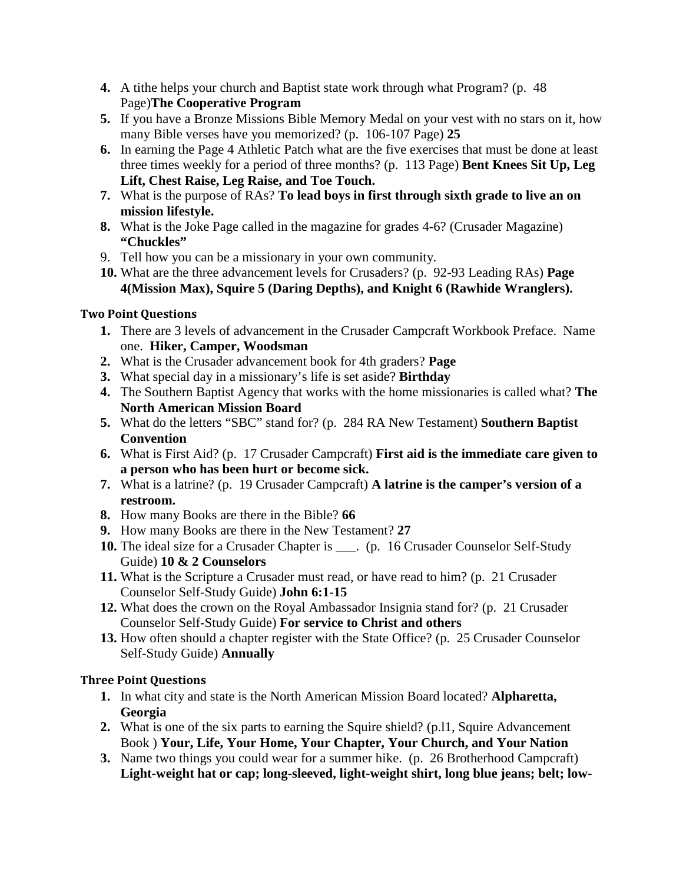4. A tithe helps your church and Baptist state work through what Program? (p. 48 Page)**The Cooperative Program**
5. If you have a Bronze Missions Bible Memory Medal on your vest with no stars on it, how many Bible verses have you memorized? (p. 106-107 Page) **25**
6. In earning the Page 4 Athletic Patch what are the five exercises that must be done at least three times weekly for a period of three months? (p. 113 Page) **Bent Knees Sit Up, Leg Lift, Chest Raise, Leg Raise, and Toe Touch.**
7. What is the purpose of RAs? **To lead boys in first through sixth grade to live an on mission lifestyle.**
8. What is the Joke Page called in the magazine for grades 4-6? (Crusader Magazine) **"Chuckles"**
9. Tell how you can be a missionary in your own community.
10. What are the three advancement levels for Crusaders? (p. 92-93 Leading RAs) **Page 4(Mission Max), Squire 5 (Daring Depths), and Knight 6 (Rawhide Wranglers).**

### Two Point Questions

1. There are 3 levels of advancement in the Crusader Campcraft Workbook Preface. Name one. **Hiker, Camper, Woodsman**
2. What is the Crusader advancement book for 4th graders? **Page**
3. What special day in a missionary's life is set aside? **Birthday**
4. The Southern Baptist Agency that works with the home missionaries is called what? **The North American Mission Board**
5. What do the letters "SBC" stand for? (p. 284 RA New Testament) **Southern Baptist Convention**
6. What is First Aid? (p. 17 Crusader Campcraft) **First aid is the immediate care given to a person who has been hurt or become sick.**
7. What is a latrine? (p. 19 Crusader Campcraft) **A latrine is the camper's version of a restroom.**
8. How many Books are there in the Bible? **66**
9. How many Books are there in the New Testament? **27**
10. The ideal size for a Crusader Chapter is ___. (p. 16 Crusader Counselor Self-Study Guide) **10 & 2 Counselors**
11. What is the Scripture a Crusader must read, or have read to him? (p. 21 Crusader Counselor Self-Study Guide) **John 6:1-15**
12. What does the crown on the Royal Ambassador Insignia stand for? (p. 21 Crusader Counselor Self-Study Guide) **For service to Christ and others**
13. How often should a chapter register with the State Office? (p. 25 Crusader Counselor Self-Study Guide) **Annually**

### Three Point Questions

1. In what city and state is the North American Mission Board located? **Alpharetta, Georgia**
2. What is one of the six parts to earning the Squire shield? (p.l1, Squire Advancement Book ) **Your, Life, Your Home, Your Chapter, Your Church, and Your Nation**
3. Name two things you could wear for a summer hike. (p. 26 Brotherhood Campcraft) **Light-weight hat or cap; long-sleeved, light-weight shirt, long blue jeans; belt; low-**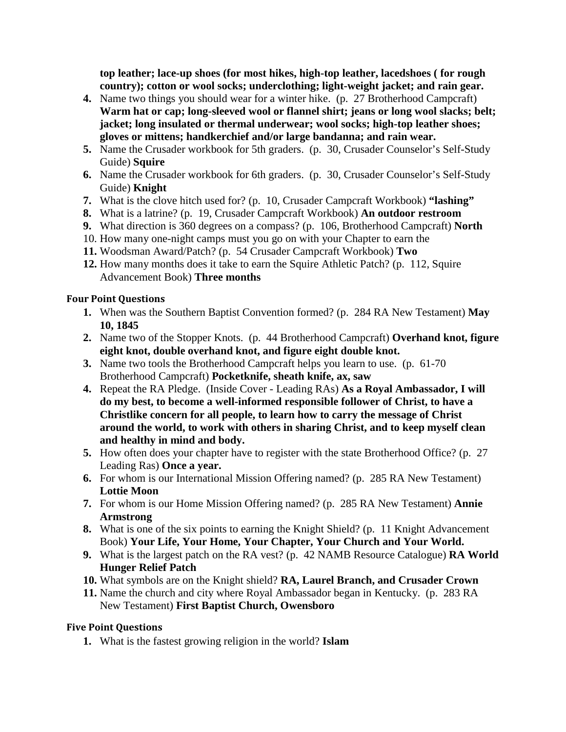**top leather; lace-up shoes (for most hikes, high-top leather, lacedshoes ( for rough country); cotton or wool socks; underclothing; light-weight jacket; and rain gear.**

4. Name two things you should wear for a winter hike. (p. 27 Brotherhood Campcraft) **Warm hat or cap; long-sleeved wool or flannel shirt; jeans or long wool slacks; belt; jacket; long insulated or thermal underwear; wool socks; high-top leather shoes; gloves or mittens; handkerchief and/or large bandanna; and rain wear.**
5. Name the Crusader workbook for 5th graders. (p. 30, Crusader Counselor's Self-Study Guide) **Squire**
6. Name the Crusader workbook for 6th graders. (p. 30, Crusader Counselor's Self-Study Guide) **Knight**
7. What is the clove hitch used for? (p. 10, Crusader Campcraft Workbook) **"lashing"**
8. What is a latrine? (p. 19, Crusader Campcraft Workbook) **An outdoor restroom**
9. What direction is 360 degrees on a compass? (p. 106, Brotherhood Campcraft) **North**
10. How many one-night camps must you go on with your Chapter to earn the
11. Woodsman Award/Patch? (p. 54 Crusader Campcraft Workbook) **Two**
12. How many months does it take to earn the Squire Athletic Patch? (p. 112, Squire Advancement Book) **Three months**

### Four Point Questions

1. When was the Southern Baptist Convention formed? (p. 284 RA New Testament) **May 10, 1845**
2. Name two of the Stopper Knots. (p. 44 Brotherhood Campcraft) **Overhand knot, figure eight knot, double overhand knot, and figure eight double knot.**
3. Name two tools the Brotherhood Campcraft helps you learn to use. (p. 61-70 Brotherhood Campcraft) **Pocketknife, sheath knife, ax, saw**
4. Repeat the RA Pledge. (Inside Cover - Leading RAs) **As a Royal Ambassador, I will do my best, to become a well-informed responsible follower of Christ, to have a Christlike concern for all people, to learn how to carry the message of Christ around the world, to work with others in sharing Christ, and to keep myself clean and healthy in mind and body.**
5. How often does your chapter have to register with the state Brotherhood Office? (p. 27 Leading Ras) **Once a year.**
6. For whom is our International Mission Offering named? (p. 285 RA New Testament) **Lottie Moon**
7. For whom is our Home Mission Offering named? (p. 285 RA New Testament) **Annie Armstrong**
8. What is one of the six points to earning the Knight Shield? (p. 11 Knight Advancement Book) **Your Life, Your Home, Your Chapter, Your Church and Your World.**
9. What is the largest patch on the RA vest? (p. 42 NAMB Resource Catalogue) **RA World Hunger Relief Patch**
10. What symbols are on the Knight shield? **RA, Laurel Branch, and Crusader Crown**
11. Name the church and city where Royal Ambassador began in Kentucky. (p. 283 RA New Testament) **First Baptist Church, Owensboro**

### Five Point Questions

1. What is the fastest growing religion in the world? **Islam**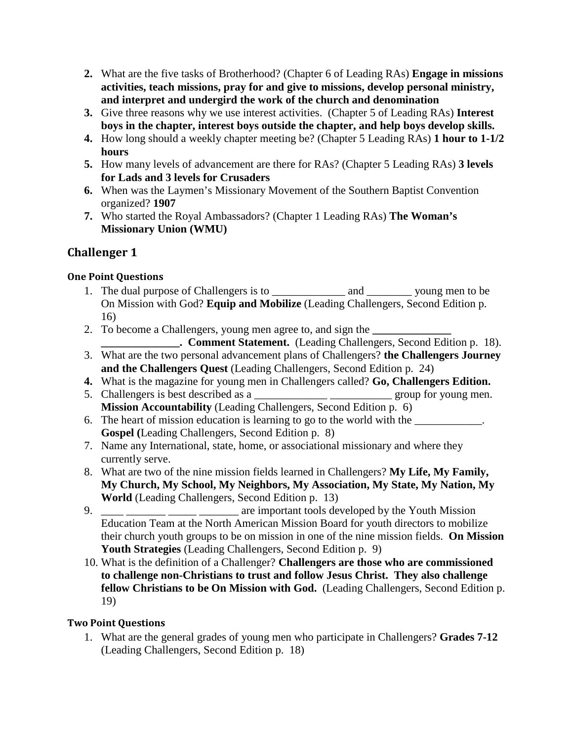2. What are the five tasks of Brotherhood? (Chapter 6 of Leading RAs) **Engage in missions activities, teach missions, pray for and give to missions, develop personal ministry, and interpret and undergird the work of the church and denomination**
3. Give three reasons why we use interest activities. (Chapter 5 of Leading RAs) **Interest boys in the chapter, interest boys outside the chapter, and help boys develop skills.**
4. How long should a weekly chapter meeting be? (Chapter 5 Leading RAs) **1 hour to 1-1/2 hours**
5. How many levels of advancement are there for RAs? (Chapter 5 Leading RAs) **3 levels for Lads and 3 levels for Crusaders**
6. When was the Laymen's Missionary Movement of the Southern Baptist Convention organized? **1907**
7. Who started the Royal Ambassadors? (Chapter 1 Leading RAs) **The Woman's Missionary Union (WMU)**

## Challenger 1

### One Point Questions

1. The dual purpose of Challengers is to _____________ and ________ young men to be On Mission with God? **Equip and Mobilize** (Leading Challengers, Second Edition p. 16)
2. To become a Challengers, young men agree to, and sign the **______________ ______________. Comment Statement.** (Leading Challengers, Second Edition p. 18).
3. What are the two personal advancement plans of Challengers? **the Challengers Journey and the Challengers Quest** (Leading Challengers, Second Edition p. 24)
4. What is the magazine for young men in Challengers called? **Go, Challengers Edition.**
5. Challengers is best described as a _____________ ___________ group for young men. **Mission Accountability** (Leading Challengers, Second Edition p. 6)
6. The heart of mission education is learning to go to the world with the ____________. **Gospel (**Leading Challengers, Second Edition p. 8)
7. Name any International, state, home, or associational missionary and where they currently serve.
8. What are two of the nine mission fields learned in Challengers? **My Life, My Family, My Church, My School, My Neighbors, My Association, My State, My Nation, My World** (Leading Challengers, Second Edition p. 13)
9. ____ _______ _____ _______ are important tools developed by the Youth Mission Education Team at the North American Mission Board for youth directors to mobilize their church youth groups to be on mission in one of the nine mission fields. **On Mission Youth Strategies** (Leading Challengers, Second Edition p. 9)
10. What is the definition of a Challenger? **Challengers are those who are commissioned to challenge non-Christians to trust and follow Jesus Christ. They also challenge fellow Christians to be On Mission with God.** (Leading Challengers, Second Edition p. 19)

### Two Point Questions

1. What are the general grades of young men who participate in Challengers? **Grades 7-12** (Leading Challengers, Second Edition p. 18)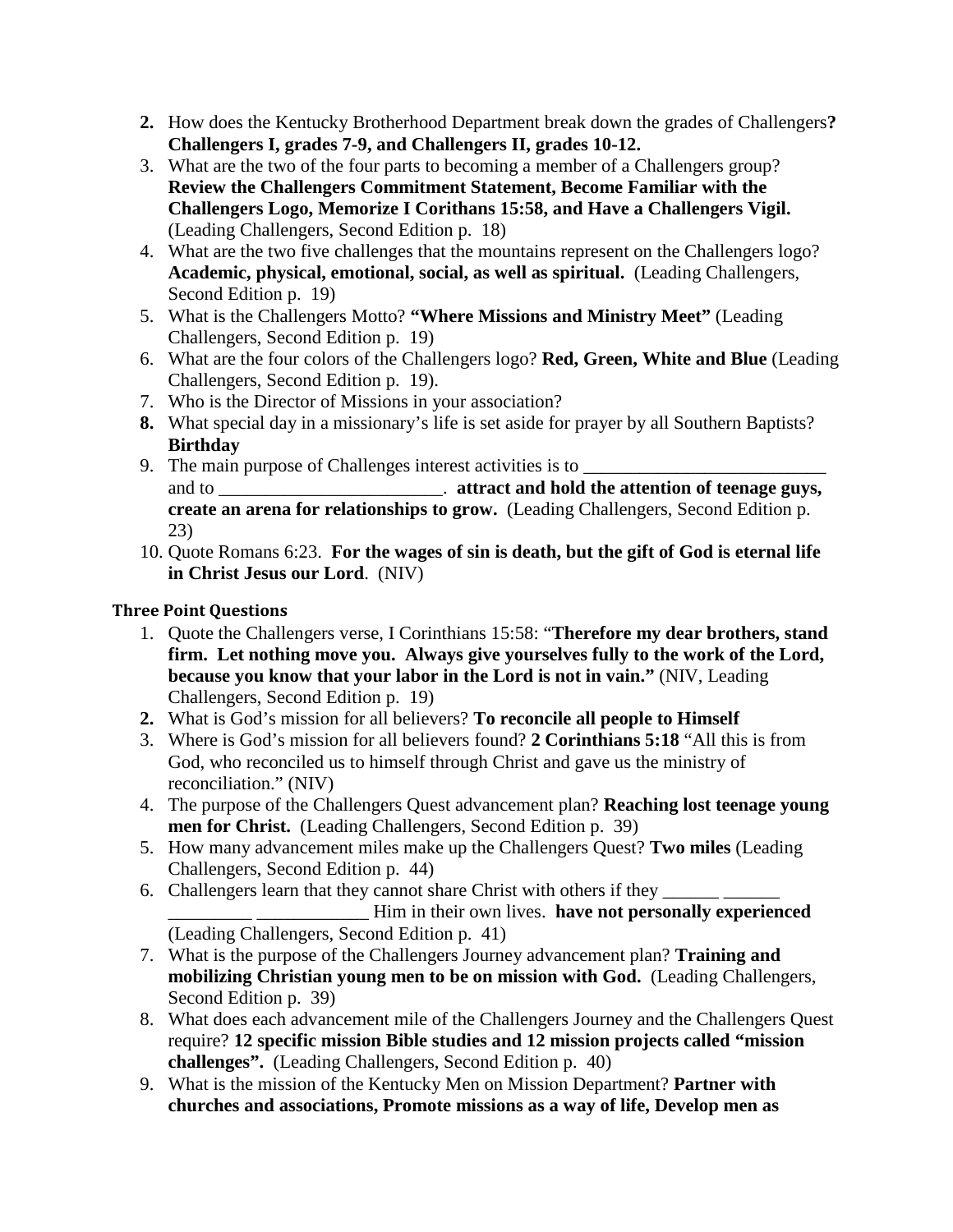2. How does the Kentucky Brotherhood Department break down the grades of Challengers**? Challengers I, grades 7-9, and Challengers II, grades 10-12.**
3. What are the two of the four parts to becoming a member of a Challengers group? **Review the Challengers Commitment Statement, Become Familiar with the Challengers Logo, Memorize I Corithans 15:58, and Have a Challengers Vigil.** (Leading Challengers, Second Edition p. 18)
4. What are the two five challenges that the mountains represent on the Challengers logo? **Academic, physical, emotional, social, as well as spiritual.** (Leading Challengers, Second Edition p. 19)
5. What is the Challengers Motto? **"Where Missions and Ministry Meet"** (Leading Challengers, Second Edition p. 19)
6. What are the four colors of the Challengers logo? **Red, Green, White and Blue** (Leading Challengers, Second Edition p. 19).
7. Who is the Director of Missions in your association?
8. What special day in a missionary's life is set aside for prayer by all Southern Baptists? **Birthday**
9. The main purpose of Challenges interest activities is to __________________________ and to ________________________. **attract and hold the attention of teenage guys, create an arena for relationships to grow.** (Leading Challengers, Second Edition p. 23)
10. Quote Romans 6:23. **For the wages of sin is death, but the gift of God is eternal life in Christ Jesus our Lord**. (NIV)

### Three Point Questions

1. Quote the Challengers verse, I Corinthians 15:58: "**Therefore my dear brothers, stand firm. Let nothing move you. Always give yourselves fully to the work of the Lord, because you know that your labor in the Lord is not in vain."** (NIV, Leading Challengers, Second Edition p. 19)
2. What is God's mission for all believers? **To reconcile all people to Himself**
3. Where is God's mission for all believers found? **2 Corinthians 5:18** "All this is from God, who reconciled us to himself through Christ and gave us the ministry of reconciliation." (NIV)
4. The purpose of the Challengers Quest advancement plan? **Reaching lost teenage young men for Christ.** (Leading Challengers, Second Edition p. 39)
5. How many advancement miles make up the Challengers Quest? **Two miles** (Leading Challengers, Second Edition p. 44)
6. Challengers learn that they cannot share Christ with others if they ______ ______ _________ ____________ Him in their own lives. **have not personally experienced** (Leading Challengers, Second Edition p. 41)
7. What is the purpose of the Challengers Journey advancement plan? **Training and mobilizing Christian young men to be on mission with God.** (Leading Challengers, Second Edition p. 39)
8. What does each advancement mile of the Challengers Journey and the Challengers Quest require? **12 specific mission Bible studies and 12 mission projects called "mission challenges".** (Leading Challengers, Second Edition p. 40)
9. What is the mission of the Kentucky Men on Mission Department? **Partner with churches and associations, Promote missions as a way of life, Develop men as**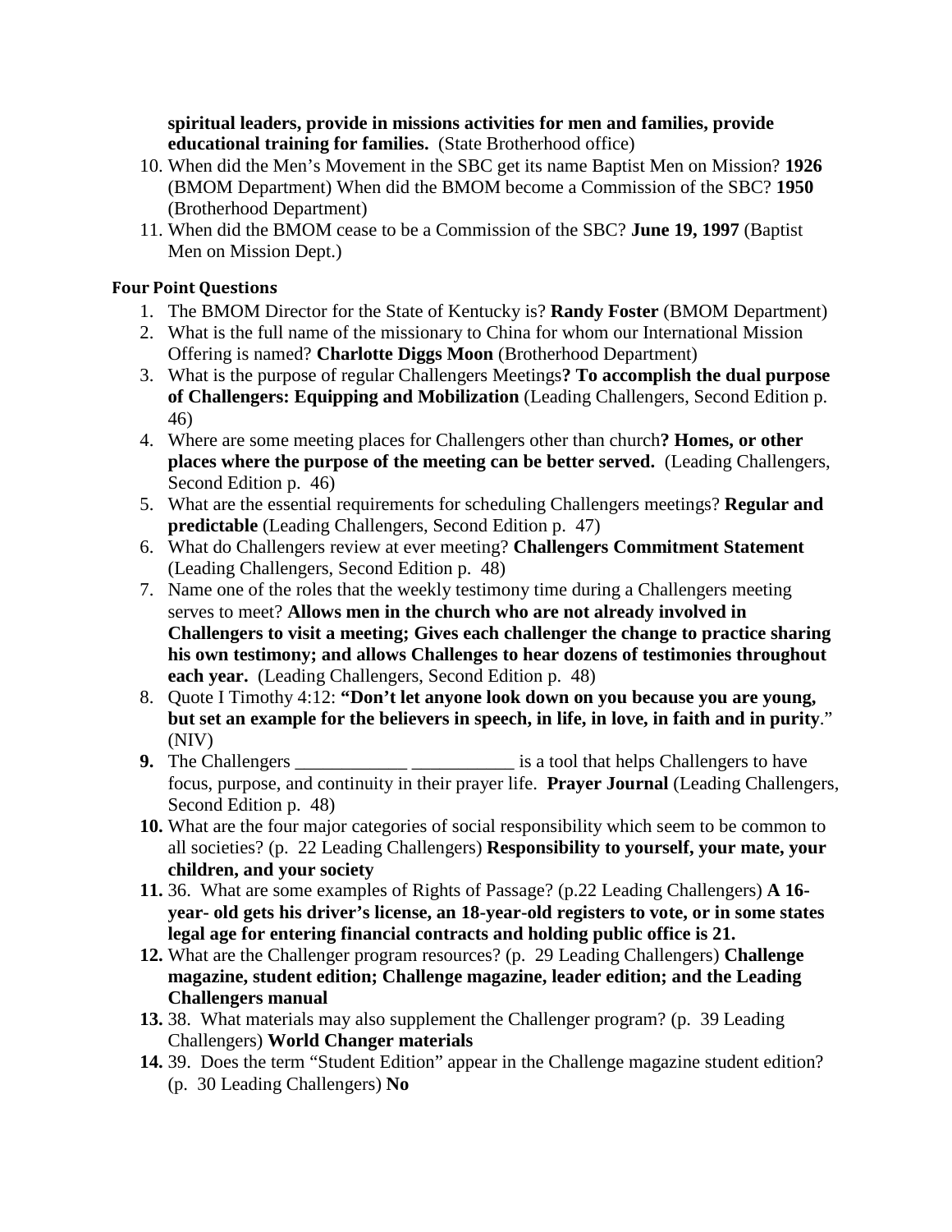**spiritual leaders, provide in missions activities for men and families, provide educational training for families.** (State Brotherhood office)

10. When did the Men's Movement in the SBC get its name Baptist Men on Mission? **1926** (BMOM Department) When did the BMOM become a Commission of the SBC? **1950** (Brotherhood Department)
11. When did the BMOM cease to be a Commission of the SBC? **June 19, 1997** (Baptist Men on Mission Dept.)

### Four Point Questions

1. The BMOM Director for the State of Kentucky is? **Randy Foster** (BMOM Department)
2. What is the full name of the missionary to China for whom our International Mission Offering is named? **Charlotte Diggs Moon** (Brotherhood Department)
3. What is the purpose of regular Challengers Meetings**? To accomplish the dual purpose of Challengers: Equipping and Mobilization** (Leading Challengers, Second Edition p. 46)
4. Where are some meeting places for Challengers other than church**? Homes, or other places where the purpose of the meeting can be better served.** (Leading Challengers, Second Edition p. 46)
5. What are the essential requirements for scheduling Challengers meetings? **Regular and predictable** (Leading Challengers, Second Edition p. 47)
6. What do Challengers review at ever meeting? **Challengers Commitment Statement** (Leading Challengers, Second Edition p. 48)
7. Name one of the roles that the weekly testimony time during a Challengers meeting serves to meet? **Allows men in the church who are not already involved in Challengers to visit a meeting; Gives each challenger the change to practice sharing his own testimony; and allows Challenges to hear dozens of testimonies throughout each year.** (Leading Challengers, Second Edition p. 48)
8. Quote I Timothy 4:12: **"Don't let anyone look down on you because you are young, but set an example for the believers in speech, in life, in love, in faith and in purity**." (NIV)
9. The Challengers ____________ ___________ is a tool that helps Challengers to have focus, purpose, and continuity in their prayer life. **Prayer Journal** (Leading Challengers, Second Edition p. 48)
10. What are the four major categories of social responsibility which seem to be common to all societies? (p. 22 Leading Challengers) **Responsibility to yourself, your mate, your children, and your society**
11. 36. What are some examples of Rights of Passage? (p.22 Leading Challengers) **A 16-year- old gets his driver's license, an 18-year-old registers to vote, or in some states legal age for entering financial contracts and holding public office is 21.**
12. What are the Challenger program resources? (p. 29 Leading Challengers) **Challenge magazine, student edition; Challenge magazine, leader edition; and the Leading Challengers manual**
13. 38. What materials may also supplement the Challenger program? (p. 39 Leading Challengers) **World Changer materials**
14. 39. Does the term "Student Edition" appear in the Challenge magazine student edition? (p. 30 Leading Challengers) **No**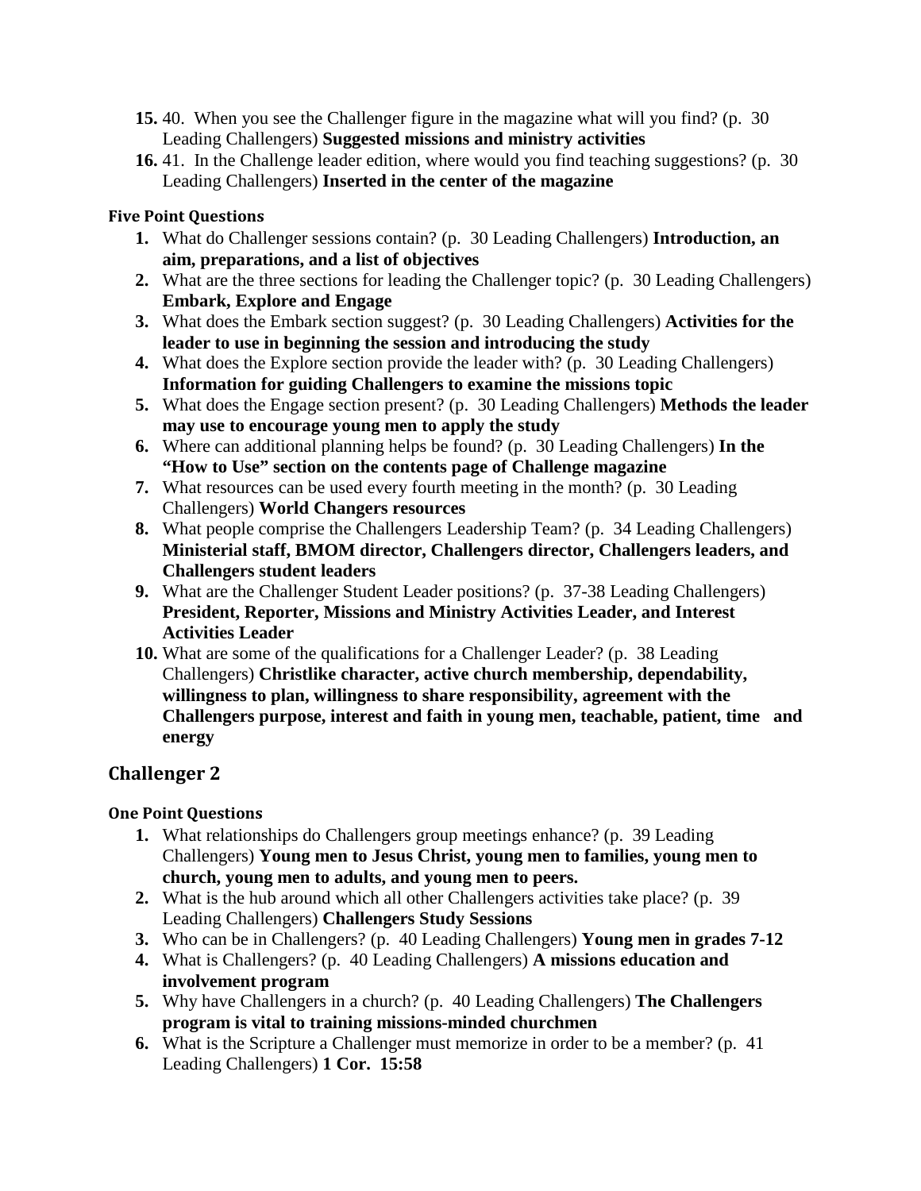15. 40. When you see the Challenger figure in the magazine what will you find? (p. 30 Leading Challengers) **Suggested missions and ministry activities**
16. 41. In the Challenge leader edition, where would you find teaching suggestions? (p. 30 Leading Challengers) **Inserted in the center of the magazine**

#### Five Point Questions

1. What do Challenger sessions contain? (p. 30 Leading Challengers) **Introduction, an aim, preparations, and a list of objectives**
2. What are the three sections for leading the Challenger topic? (p. 30 Leading Challengers) **Embark, Explore and Engage**
3. What does the Embark section suggest? (p. 30 Leading Challengers) **Activities for the leader to use in beginning the session and introducing the study**
4. What does the Explore section provide the leader with? (p. 30 Leading Challengers) **Information for guiding Challengers to examine the missions topic**
5. What does the Engage section present? (p. 30 Leading Challengers) **Methods the leader may use to encourage young men to apply the study**
6. Where can additional planning helps be found? (p. 30 Leading Challengers) **In the "How to Use" section on the contents page of Challenge magazine**
7. What resources can be used every fourth meeting in the month? (p. 30 Leading Challengers) **World Changers resources**
8. What people comprise the Challengers Leadership Team? (p. 34 Leading Challengers) **Ministerial staff, BMOM director, Challengers director, Challengers leaders, and Challengers student leaders**
9. What are the Challenger Student Leader positions? (p. 37-38 Leading Challengers) **President, Reporter, Missions and Ministry Activities Leader, and Interest Activities Leader**
10. What are some of the qualifications for a Challenger Leader? (p. 38 Leading Challengers) **Christlike character, active church membership, dependability, willingness to plan, willingness to share responsibility, agreement with the Challengers purpose, interest and faith in young men, teachable, patient, time and energy**

## Challenger 2

#### One Point Questions

1. What relationships do Challengers group meetings enhance? (p. 39 Leading Challengers) **Young men to Jesus Christ, young men to families, young men to church, young men to adults, and young men to peers.**
2. What is the hub around which all other Challengers activities take place? (p. 39 Leading Challengers) **Challengers Study Sessions**
3. Who can be in Challengers? (p. 40 Leading Challengers) **Young men in grades 7-12**
4. What is Challengers? (p. 40 Leading Challengers) **A missions education and involvement program**
5. Why have Challengers in a church? (p. 40 Leading Challengers) **The Challengers program is vital to training missions-minded churchmen**
6. What is the Scripture a Challenger must memorize in order to be a member? (p. 41 Leading Challengers) **1 Cor. 15:58**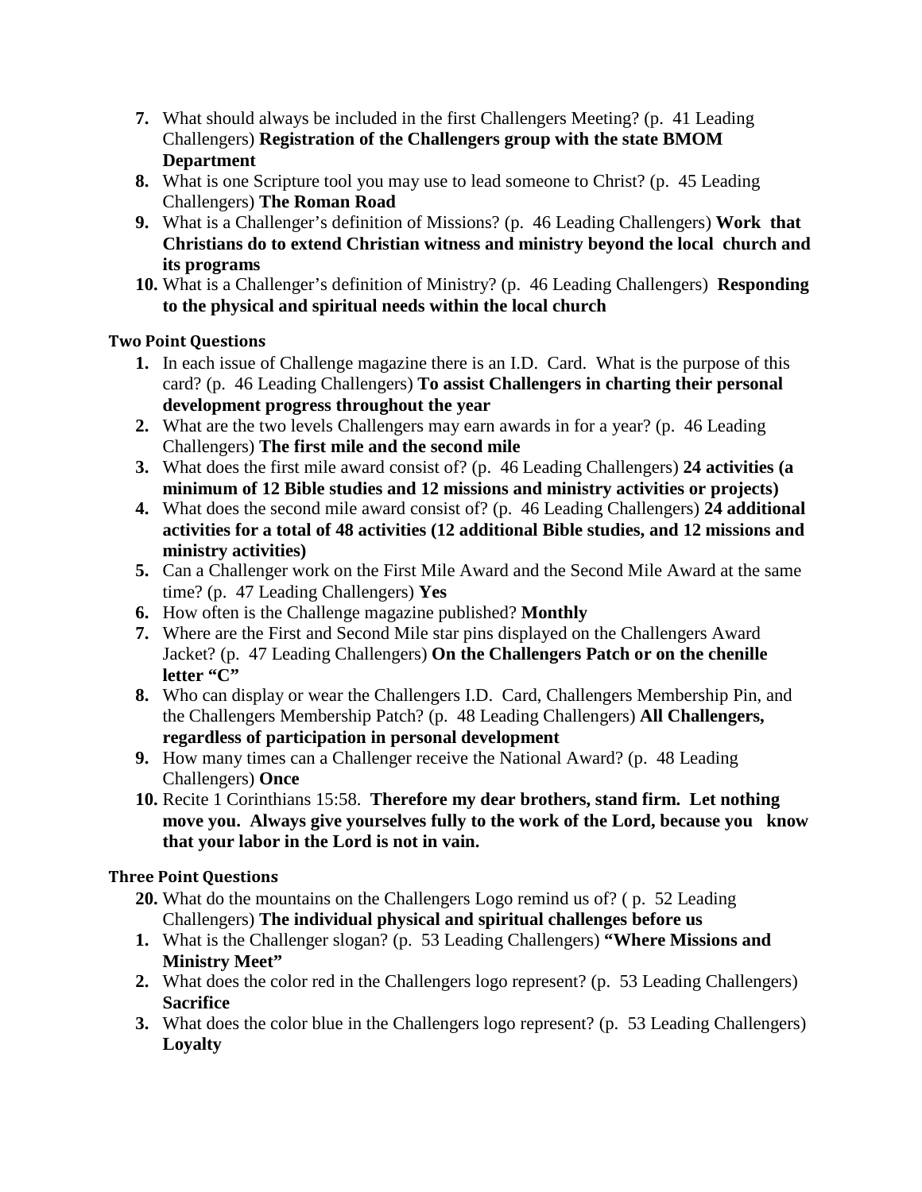7. What should always be included in the first Challengers Meeting? (p. 41 Leading Challengers) **Registration of the Challengers group with the state BMOM Department**
8. What is one Scripture tool you may use to lead someone to Christ? (p. 45 Leading Challengers) **The Roman Road**
9. What is a Challenger's definition of Missions? (p. 46 Leading Challengers) **Work that Christians do to extend Christian witness and ministry beyond the local church and its programs**
10. What is a Challenger's definition of Ministry? (p. 46 Leading Challengers) **Responding to the physical and spiritual needs within the local church**

### Two Point Questions

1. In each issue of Challenge magazine there is an I.D. Card. What is the purpose of this card? (p. 46 Leading Challengers) **To assist Challengers in charting their personal development progress throughout the year**
2. What are the two levels Challengers may earn awards in for a year? (p. 46 Leading Challengers) **The first mile and the second mile**
3. What does the first mile award consist of? (p. 46 Leading Challengers) **24 activities (a minimum of 12 Bible studies and 12 missions and ministry activities or projects)**
4. What does the second mile award consist of? (p. 46 Leading Challengers) **24 additional activities for a total of 48 activities (12 additional Bible studies, and 12 missions and ministry activities)**
5. Can a Challenger work on the First Mile Award and the Second Mile Award at the same time? (p. 47 Leading Challengers) **Yes**
6. How often is the Challenge magazine published? **Monthly**
7. Where are the First and Second Mile star pins displayed on the Challengers Award Jacket? (p. 47 Leading Challengers) **On the Challengers Patch or on the chenille letter "C"**
8. Who can display or wear the Challengers I.D. Card, Challengers Membership Pin, and the Challengers Membership Patch? (p. 48 Leading Challengers) **All Challengers, regardless of participation in personal development**
9. How many times can a Challenger receive the National Award? (p. 48 Leading Challengers) **Once**
10. Recite 1 Corinthians 15:58. **Therefore my dear brothers, stand firm. Let nothing move you. Always give yourselves fully to the work of the Lord, because you know that your labor in the Lord is not in vain.**

### Three Point Questions

20. What do the mountains on the Challengers Logo remind us of? ( p. 52 Leading Challengers) **The individual physical and spiritual challenges before us**
1. What is the Challenger slogan? (p. 53 Leading Challengers) **"Where Missions and Ministry Meet"**
2. What does the color red in the Challengers logo represent? (p. 53 Leading Challengers) **Sacrifice**
3. What does the color blue in the Challengers logo represent? (p. 53 Leading Challengers) **Loyalty**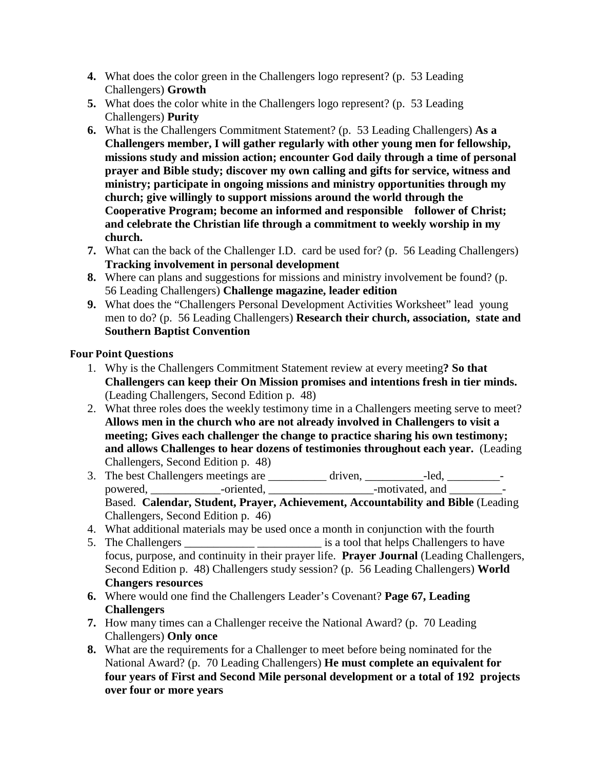4. What does the color green in the Challengers logo represent? (p. 53 Leading Challengers) **Growth**
5. What does the color white in the Challengers logo represent? (p. 53 Leading Challengers) **Purity**
6. What is the Challengers Commitment Statement? (p. 53 Leading Challengers) **As a Challengers member, I will gather regularly with other young men for fellowship, missions study and mission action; encounter God daily through a time of personal prayer and Bible study; discover my own calling and gifts for service, witness and ministry; participate in ongoing missions and ministry opportunities through my church; give willingly to support missions around the world through the Cooperative Program; become an informed and responsible follower of Christ; and celebrate the Christian life through a commitment to weekly worship in my church.**
7. What can the back of the Challenger I.D. card be used for? (p. 56 Leading Challengers) **Tracking involvement in personal development**
8. Where can plans and suggestions for missions and ministry involvement be found? (p. 56 Leading Challengers) **Challenge magazine, leader edition**
9. What does the "Challengers Personal Development Activities Worksheet" lead young men to do? (p. 56 Leading Challengers) **Research their church, association, state and Southern Baptist Convention**

**Four Point Questions**

1. Why is the Challengers Commitment Statement review at every meeting**? So that Challengers can keep their On Mission promises and intentions fresh in tier minds.** (Leading Challengers, Second Edition p. 48)
2. What three roles does the weekly testimony time in a Challengers meeting serve to meet? **Allows men in the church who are not already involved in Challengers to visit a meeting; Gives each challenger the change to practice sharing his own testimony; and allows Challenges to hear dozens of testimonies throughout each year.** (Leading Challengers, Second Edition p. 48)
3. The best Challengers meetings are __________ driven, __________-led, _________-powered, ____________-oriented, __________________-motivated, and _________-Based. **Calendar, Student, Prayer, Achievement, Accountability and Bible** (Leading Challengers, Second Edition p. 46)
4. What additional materials may be used once a month in conjunction with the fourth
5. The Challengers ____________ ___________ is a tool that helps Challengers to have focus, purpose, and continuity in their prayer life. **Prayer Journal** (Leading Challengers, Second Edition p. 48) Challengers study session? (p. 56 Leading Challengers) **World Changers resources**
6. Where would one find the Challengers Leader's Covenant? **Page 67, Leading Challengers**
7. How many times can a Challenger receive the National Award? (p. 70 Leading Challengers) **Only once**
8. What are the requirements for a Challenger to meet before being nominated for the National Award? (p. 70 Leading Challengers) **He must complete an equivalent for four years of First and Second Mile personal development or a total of 192 projects over four or more years**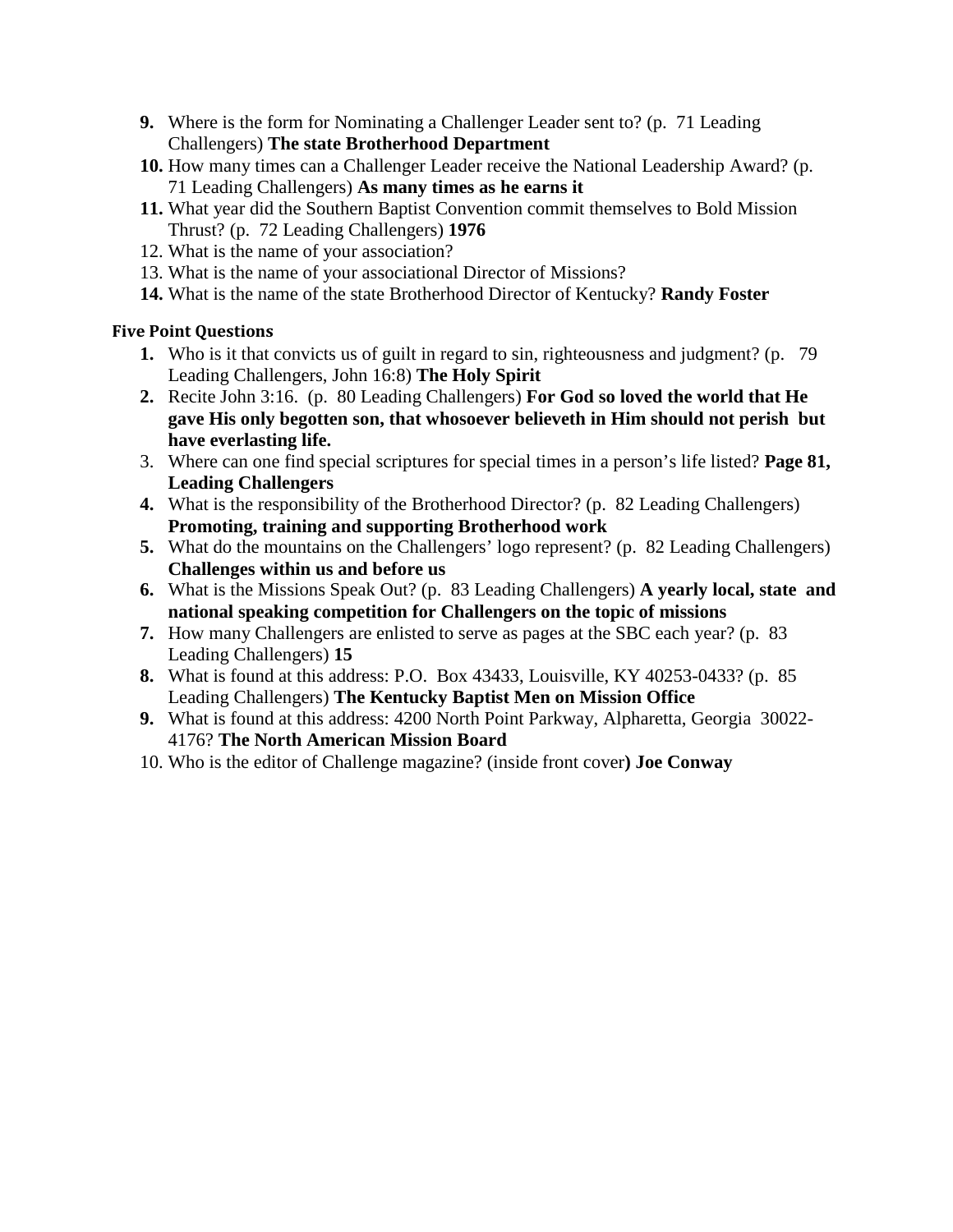9. Where is the form for Nominating a Challenger Leader sent to? (p. 71 Leading Challengers) **The state Brotherhood Department**
10. How many times can a Challenger Leader receive the National Leadership Award? (p. 71 Leading Challengers) **As many times as he earns it**
11. What year did the Southern Baptist Convention commit themselves to Bold Mission Thrust? (p. 72 Leading Challengers) **1976**
12. What is the name of your association?
13. What is the name of your associational Director of Missions?
14. What is the name of the state Brotherhood Director of Kentucky? **Randy Foster**

**Five Point Questions**

1. Who is it that convicts us of guilt in regard to sin, righteousness and judgment? (p. 79 Leading Challengers, John 16:8) **The Holy Spirit**
2. Recite John 3:16. (p. 80 Leading Challengers) **For God so loved the world that He gave His only begotten son, that whosoever believeth in Him should not perish but have everlasting life.**
3. Where can one find special scriptures for special times in a person's life listed? **Page 81, Leading Challengers**
4. What is the responsibility of the Brotherhood Director? (p. 82 Leading Challengers) **Promoting, training and supporting Brotherhood work**
5. What do the mountains on the Challengers' logo represent? (p. 82 Leading Challengers) **Challenges within us and before us**
6. What is the Missions Speak Out? (p. 83 Leading Challengers) **A yearly local, state and national speaking competition for Challengers on the topic of missions**
7. How many Challengers are enlisted to serve as pages at the SBC each year? (p. 83 Leading Challengers) **15**
8. What is found at this address: P.O. Box 43433, Louisville, KY 40253-0433? (p. 85 Leading Challengers) **The Kentucky Baptist Men on Mission Office**
9. What is found at this address: 4200 North Point Parkway, Alpharetta, Georgia 30022-4176? **The North American Mission Board**
10. Who is the editor of Challenge magazine? (inside front cover**) Joe Conway**